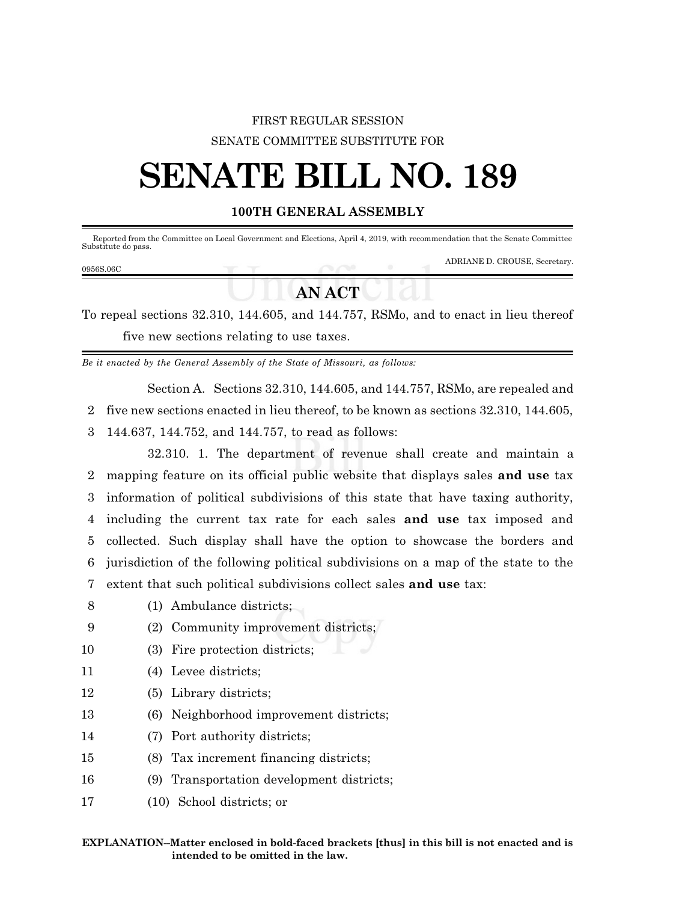FIRST REGULAR SESSION

SENATE COMMITTEE SUBSTITUTE FOR

# SENATE BILL NO. 189

## 100TH GENERAL ASSEMBLY

Reported from the Committee on Local Government and Elections, April 4, 2019, with recommendation that the Senate Committee Substitute do pass.

ADRIANE D. CROUSE, Secretary.

0956S.06C

## AN ACT

To repeal sections 32.310, 144.605, and 144.757, RSMo, and to enact in lieu thereof five new sections relating to use taxes.

*Be it enacted by the General Assembly of the State of Missouri, as follows:*

Section A. Sections 32.310, 144.605, and 144.757, RSMo, are repealed and five new sections enacted in lieu thereof, to be known as sections 32.310, 144.605, 144.637, 144.752, and 144.757, to read as follows:

32.310. 1. The department of revenue shall create and maintain a mapping feature on its official public website that displays sales **and use** tax information of political subdivisions of this state that have taxing authority, including the current tax rate for each sales **and use** tax imposed and collected. Such display shall have the option to showcase the borders and jurisdiction of the following political subdivisions on a map of the state to the extent that such political subdivisions collect sales **and use** tax:

(1) Ambulance districts;

(2) Community improvement districts;

(3) Fire protection districts;

(4) Levee districts;

(5) Library districts;

(6) Neighborhood improvement districts;

(7) Port authority districts;

(8) Tax increment financing districts;

(9) Transportation development districts;

(10) School districts; or

**EXPLANATION–Matter enclosed in bold-faced brackets [thus] in this bill is not enacted and is intended to be omitted in the law.**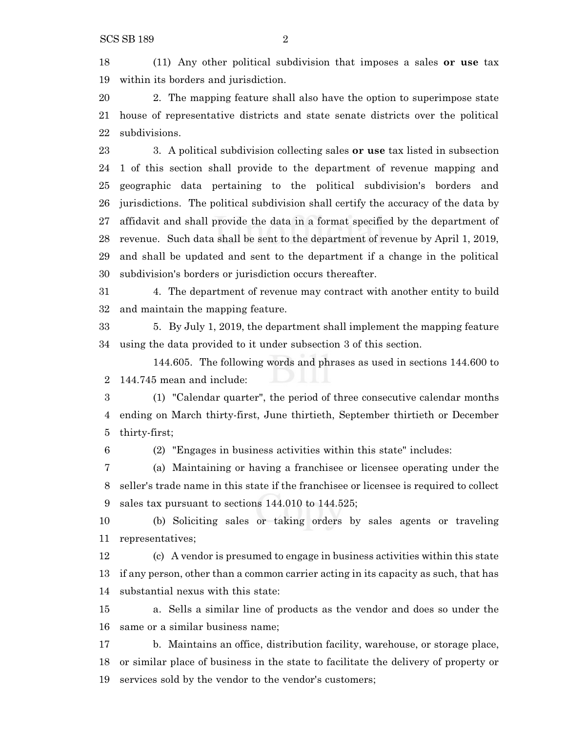(11) Any other political subdivision that imposes a sales **or use** tax within its borders and jurisdiction.

2. The mapping feature shall also have the option to superimpose state house of representative districts and state senate districts over the political subdivisions.

3. A political subdivision collecting sales **or use** tax listed in subsection 1 of this section shall provide to the department of revenue mapping and geographic data pertaining to the political subdivision's borders and jurisdictions. The political subdivision shall certify the accuracy of the data by affidavit and shall provide the data in a format specified by the department of revenue. Such data shall be sent to the department of revenue by April 1, 2019, and shall be updated and sent to the department if a change in the political subdivision's borders or jurisdiction occurs thereafter.

4. The department of revenue may contract with another entity to build and maintain the mapping feature.

5. By July 1, 2019, the department shall implement the mapping feature using the data provided to it under subsection 3 of this section.

144.605. The following words and phrases as used in sections 144.600 to 144.745 mean and include:

(1) "Calendar quarter", the period of three consecutive calendar months ending on March thirty-first, June thirtieth, September thirtieth or December thirty-first;

(2) "Engages in business activities within this state" includes:

(a) Maintaining or having a franchisee or licensee operating under the seller's trade name in this state if the franchisee or licensee is required to collect sales tax pursuant to sections 144.010 to 144.525;

(b) Soliciting sales or taking orders by sales agents or traveling representatives;

(c) A vendor is presumed to engage in business activities within this state if any person, other than a common carrier acting in its capacity as such, that has substantial nexus with this state:

a. Sells a similar line of products as the vendor and does so under the same or a similar business name;

b. Maintains an office, distribution facility, warehouse, or storage place, or similar place of business in the state to facilitate the delivery of property or services sold by the vendor to the vendor's customers;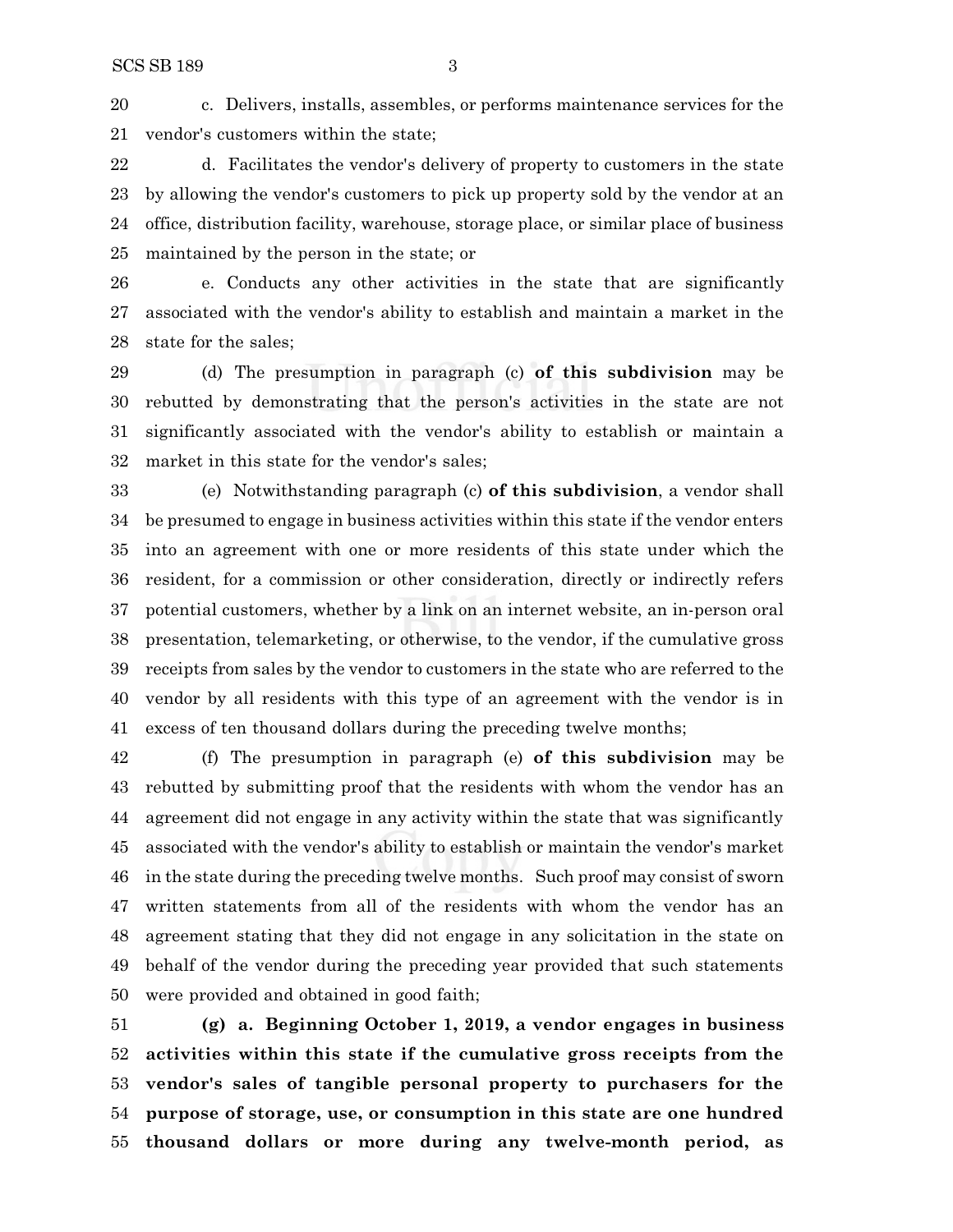c. Delivers, installs, assembles, or performs maintenance services for the vendor's customers within the state;

d. Facilitates the vendor's delivery of property to customers in the state by allowing the vendor's customers to pick up property sold by the vendor at an office, distribution facility, warehouse, storage place, or similar place of business maintained by the person in the state; or

e. Conducts any other activities in the state that are significantly associated with the vendor's ability to establish and maintain a market in the state for the sales;

(d) The presumption in paragraph (c) **of this subdivision** may be rebutted by demonstrating that the person's activities in the state are not significantly associated with the vendor's ability to establish or maintain a market in this state for the vendor's sales;

(e) Notwithstanding paragraph (c) **of this subdivision**, a vendor shall be presumed to engage in business activities within this state if the vendor enters into an agreement with one or more residents of this state under which the resident, for a commission or other consideration, directly or indirectly refers potential customers, whether by a link on an internet website, an in-person oral presentation, telemarketing, or otherwise, to the vendor, if the cumulative gross receipts from sales by the vendor to customers in the state who are referred to the vendor by all residents with this type of an agreement with the vendor is in excess of ten thousand dollars during the preceding twelve months;

(f) The presumption in paragraph (e) **of this subdivision** may be rebutted by submitting proof that the residents with whom the vendor has an agreement did not engage in any activity within the state that was significantly associated with the vendor's ability to establish or maintain the vendor's market in the state during the preceding twelve months. Such proof may consist of sworn written statements from all of the residents with whom the vendor has an agreement stating that they did not engage in any solicitation in the state on behalf of the vendor during the preceding year provided that such statements were provided and obtained in good faith;

**(g) a. Beginning October 1, 2019, a vendor engages in business activities within this state if the cumulative gross receipts from the vendor's sales of tangible personal property to purchasers for the purpose of storage, use, or consumption in this state are one hundred thousand dollars or more during any twelve-month period, as**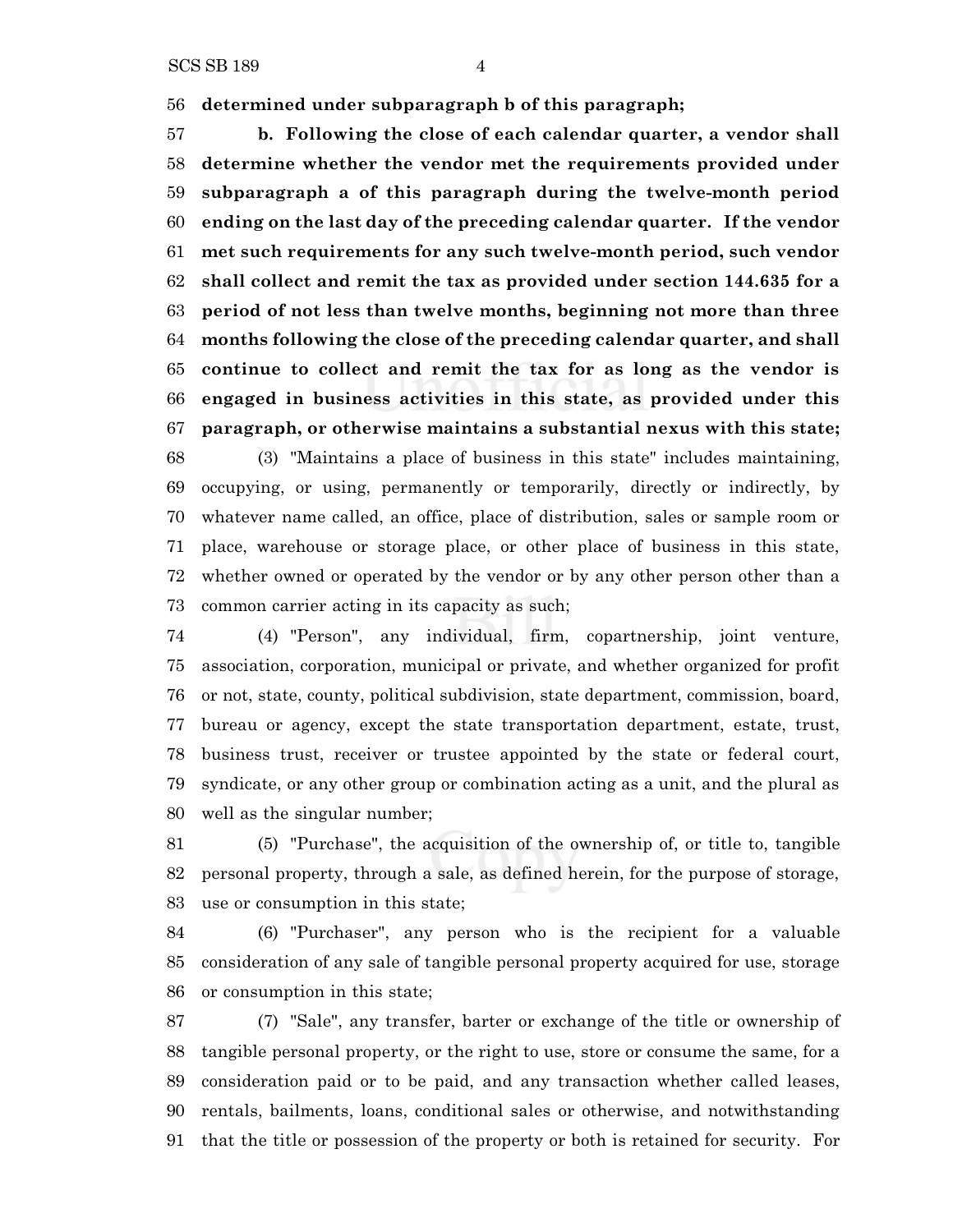**determined under subparagraph b of this paragraph;**

**b. Following the close of each calendar quarter, a vendor shall determine whether the vendor met the requirements provided under subparagraph a of this paragraph during the twelve-month period ending on the last day of the preceding calendar quarter. If the vendor met such requirements for any such twelve-month period, such vendor shall collect and remit the tax as provided under section 144.635 for a period of not less than twelve months, beginning not more than three months following the close of the preceding calendar quarter, and shall continue to collect and remit the tax for as long as the vendor is engaged in business activities in this state, as provided under this paragraph, or otherwise maintains a substantial nexus with this state;**

(3) "Maintains a place of business in this state" includes maintaining, occupying, or using, permanently or temporarily, directly or indirectly, by whatever name called, an office, place of distribution, sales or sample room or place, warehouse or storage place, or other place of business in this state, whether owned or operated by the vendor or by any other person other than a common carrier acting in its capacity as such;

(4) "Person", any individual, firm, copartnership, joint venture, association, corporation, municipal or private, and whether organized for profit or not, state, county, political subdivision, state department, commission, board, bureau or agency, except the state transportation department, estate, trust, business trust, receiver or trustee appointed by the state or federal court, syndicate, or any other group or combination acting as a unit, and the plural as well as the singular number;

(5) "Purchase", the acquisition of the ownership of, or title to, tangible personal property, through a sale, as defined herein, for the purpose of storage, use or consumption in this state;

(6) "Purchaser", any person who is the recipient for a valuable consideration of any sale of tangible personal property acquired for use, storage or consumption in this state;

(7) "Sale", any transfer, barter or exchange of the title or ownership of tangible personal property, or the right to use, store or consume the same, for a consideration paid or to be paid, and any transaction whether called leases, rentals, bailments, loans, conditional sales or otherwise, and notwithstanding that the title or possession of the property or both is retained for security. For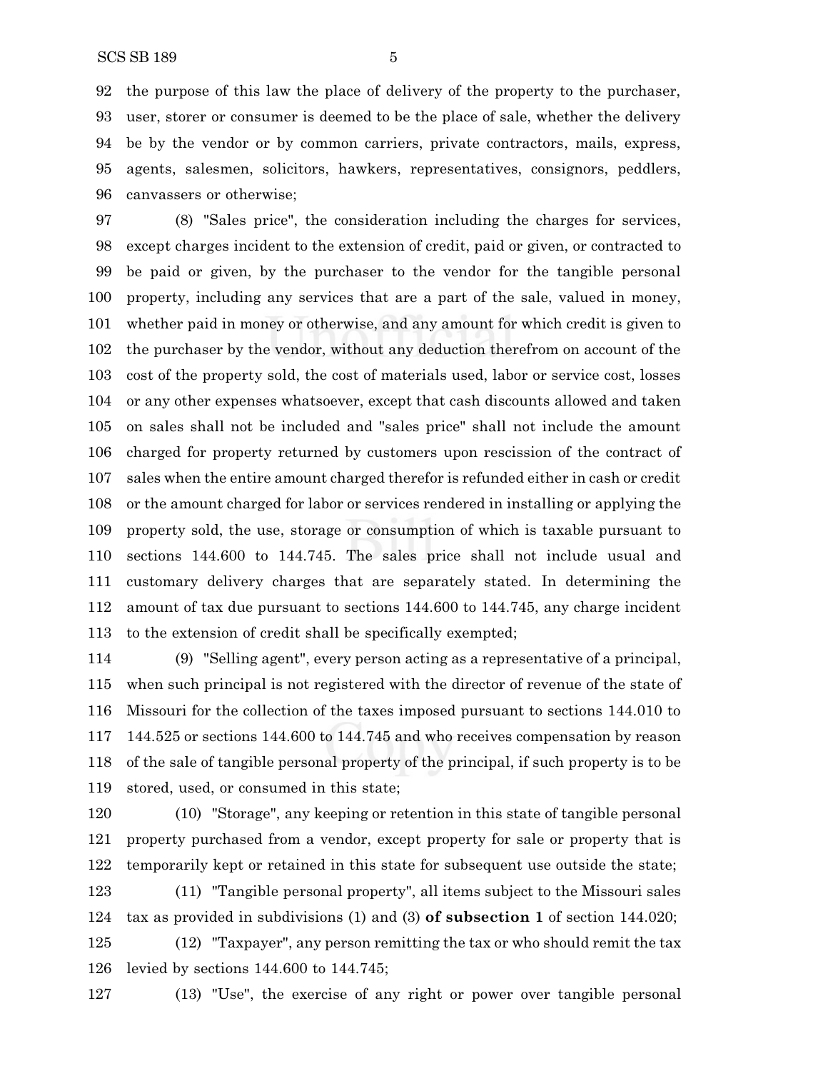the purpose of this law the place of delivery of the property to the purchaser, user, storer or consumer is deemed to be the place of sale, whether the delivery be by the vendor or by common carriers, private contractors, mails, express, agents, salesmen, solicitors, hawkers, representatives, consignors, peddlers, canvassers or otherwise;

(8) "Sales price", the consideration including the charges for services, except charges incident to the extension of credit, paid or given, or contracted to be paid or given, by the purchaser to the vendor for the tangible personal property, including any services that are a part of the sale, valued in money, whether paid in money or otherwise, and any amount for which credit is given to the purchaser by the vendor, without any deduction therefrom on account of the cost of the property sold, the cost of materials used, labor or service cost, losses or any other expenses whatsoever, except that cash discounts allowed and taken on sales shall not be included and "sales price" shall not include the amount charged for property returned by customers upon rescission of the contract of sales when the entire amount charged therefor is refunded either in cash or credit or the amount charged for labor or services rendered in installing or applying the property sold, the use, storage or consumption of which is taxable pursuant to sections 144.600 to 144.745. The sales price shall not include usual and customary delivery charges that are separately stated. In determining the amount of tax due pursuant to sections 144.600 to 144.745, any charge incident to the extension of credit shall be specifically exempted;

(9) "Selling agent", every person acting as a representative of a principal, when such principal is not registered with the director of revenue of the state of Missouri for the collection of the taxes imposed pursuant to sections 144.010 to 144.525 or sections 144.600 to 144.745 and who receives compensation by reason of the sale of tangible personal property of the principal, if such property is to be stored, used, or consumed in this state;

(10) "Storage", any keeping or retention in this state of tangible personal property purchased from a vendor, except property for sale or property that is temporarily kept or retained in this state for subsequent use outside the state;

(11) "Tangible personal property", all items subject to the Missouri sales tax as provided in subdivisions (1) and (3) **of subsection 1** of section 144.020;

(12) "Taxpayer", any person remitting the tax or who should remit the tax levied by sections 144.600 to 144.745;

(13) "Use", the exercise of any right or power over tangible personal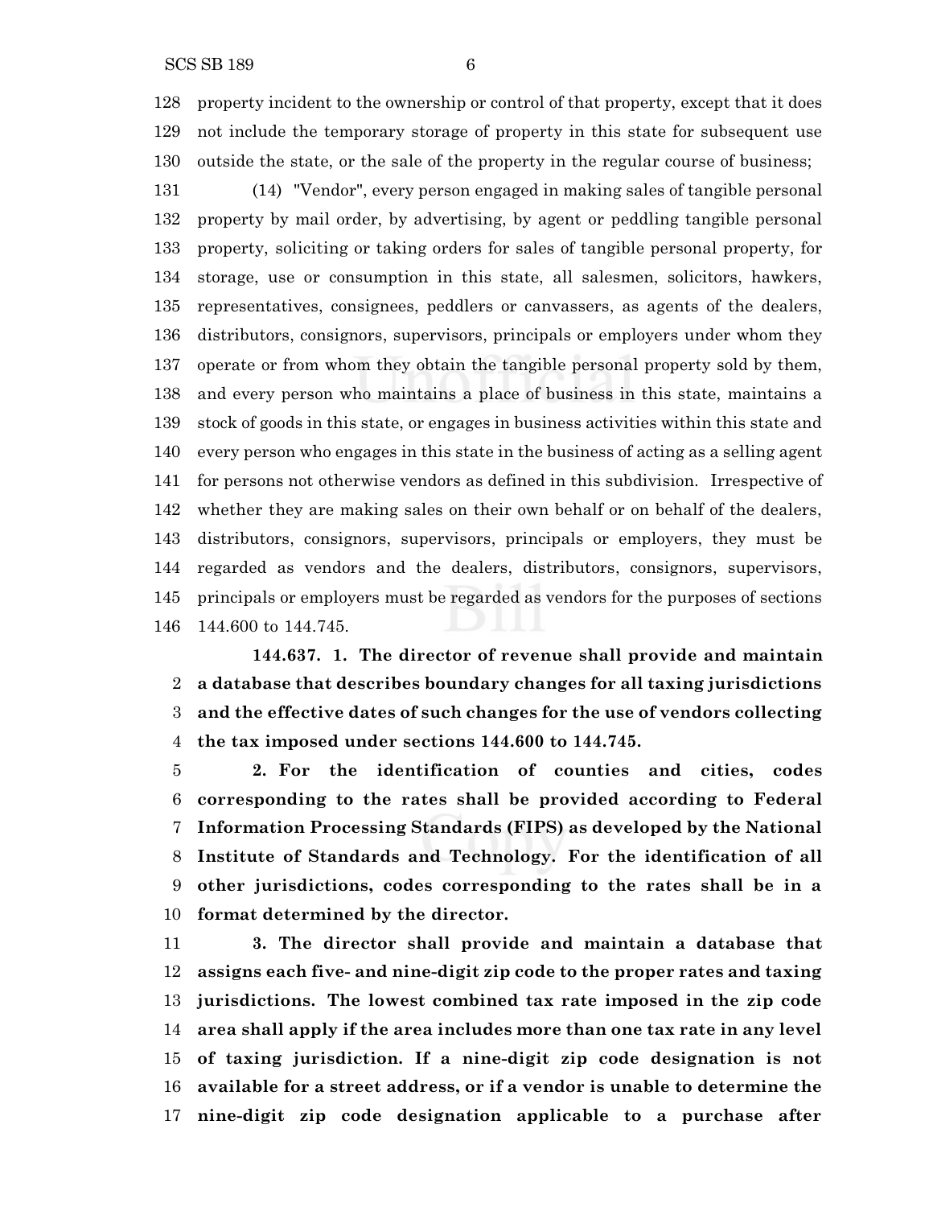property incident to the ownership or control of that property, except that it does not include the temporary storage of property in this state for subsequent use outside the state, or the sale of the property in the regular course of business;

(14) "Vendor", every person engaged in making sales of tangible personal property by mail order, by advertising, by agent or peddling tangible personal property, soliciting or taking orders for sales of tangible personal property, for storage, use or consumption in this state, all salesmen, solicitors, hawkers, representatives, consignees, peddlers or canvassers, as agents of the dealers, distributors, consignors, supervisors, principals or employers under whom they operate or from whom they obtain the tangible personal property sold by them, and every person who maintains a place of business in this state, maintains a stock of goods in this state, or engages in business activities within this state and every person who engages in this state in the business of acting as a selling agent for persons not otherwise vendors as defined in this subdivision. Irrespective of whether they are making sales on their own behalf or on behalf of the dealers, distributors, consignors, supervisors, principals or employers, they must be regarded as vendors and the dealers, distributors, consignors, supervisors, principals or employers must be regarded as vendors for the purposes of sections 144.600 to 144.745.

**144.637. 1. The director of revenue shall provide and maintain a database that describes boundary changes for all taxing jurisdictions and the effective dates of such changes for the use of vendors collecting the tax imposed under sections 144.600 to 144.745.**

**2. For the identification of counties and cities, codes corresponding to the rates shall be provided according to Federal Information Processing Standards (FIPS) as developed by the National Institute of Standards and Technology. For the identification of all other jurisdictions, codes corresponding to the rates shall be in a format determined by the director.**

**3. The director shall provide and maintain a database that assigns each five- and nine-digit zip code to the proper rates and taxing jurisdictions. The lowest combined tax rate imposed in the zip code area shall apply if the area includes more than one tax rate in any level of taxing jurisdiction. If a nine-digit zip code designation is not available for a street address, or if a vendor is unable to determine the nine-digit zip code designation applicable to a purchase after**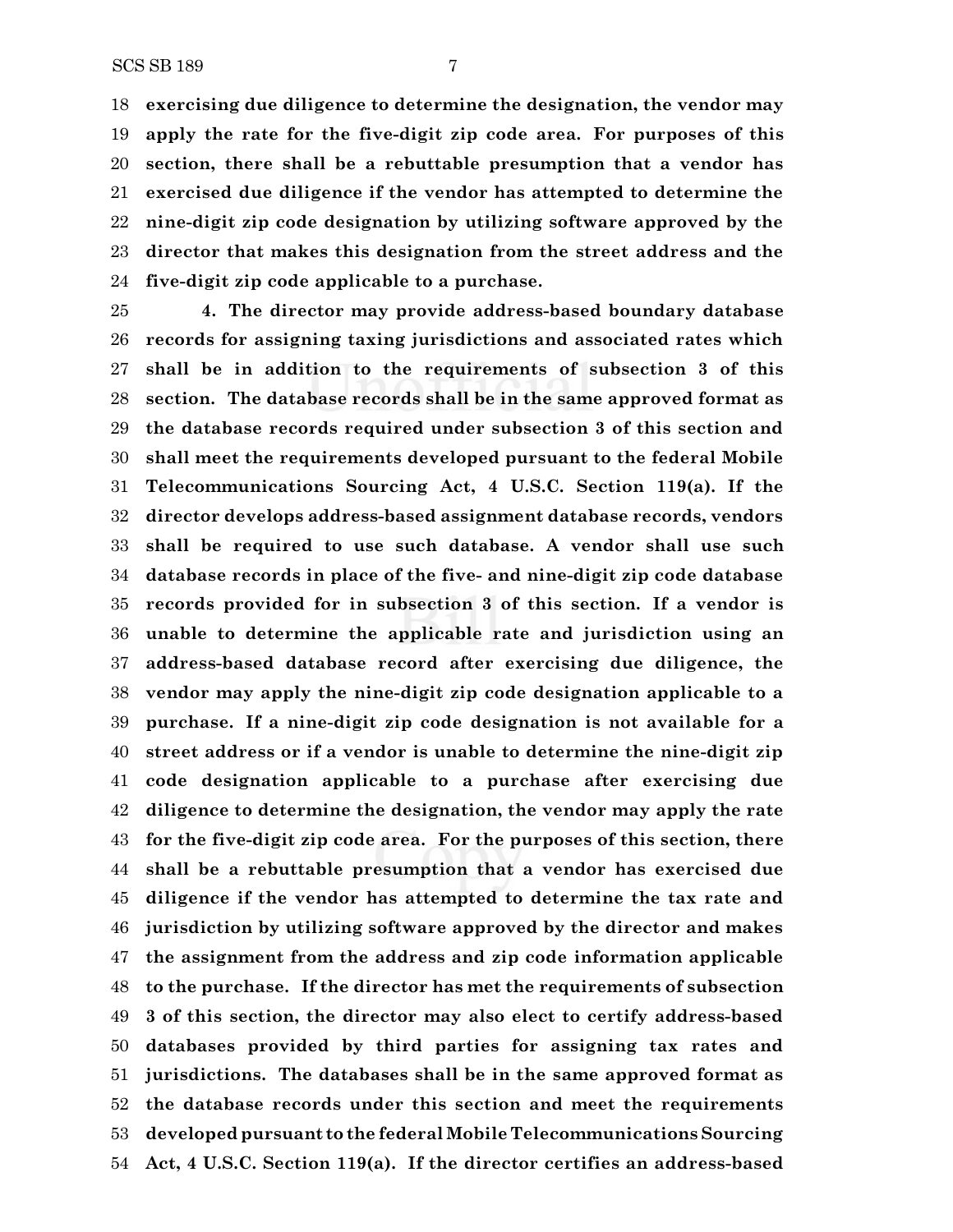**exercising due diligence to determine the designation, the vendor may apply the rate for the five-digit zip code area. For purposes of this section, there shall be a rebuttable presumption that a vendor has exercised due diligence if the vendor has attempted to determine the nine-digit zip code designation by utilizing software approved by the director that makes this designation from the street address and the five-digit zip code applicable to a purchase.**

**4. The director may provide address-based boundary database records for assigning taxing jurisdictions and associated rates which shall be in addition to the requirements of subsection 3 of this section. The database records shall be in the same approved format as the database records required under subsection 3 of this section and shall meet the requirements developed pursuant to the federal Mobile Telecommunications Sourcing Act, 4 U.S.C. Section 119(a). If the director develops address-based assignment database records, vendors shall be required to use such database. A vendor shall use such database records in place of the five- and nine-digit zip code database records provided for in subsection 3 of this section. If a vendor is unable to determine the applicable rate and jurisdiction using an address-based database record after exercising due diligence, the vendor may apply the nine-digit zip code designation applicable to a purchase. If a nine-digit zip code designation is not available for a street address or if a vendor is unable to determine the nine-digit zip code designation applicable to a purchase after exercising due diligence to determine the designation, the vendor may apply the rate for the five-digit zip code area. For the purposes of this section, there shall be a rebuttable presumption that a vendor has exercised due diligence if the vendor has attempted to determine the tax rate and jurisdiction by utilizing software approved by the director and makes the assignment from the address and zip code information applicable to the purchase. If the director has met the requirements of subsection 3 of this section, the director may also elect to certify address-based databases provided by third parties for assigning tax rates and jurisdictions. The databases shall be in the same approved format as the database records under this section and meet the requirements developed pursuant to the federal Mobile Telecommunications Sourcing Act, 4 U.S.C. Section 119(a). If the director certifies an address-based**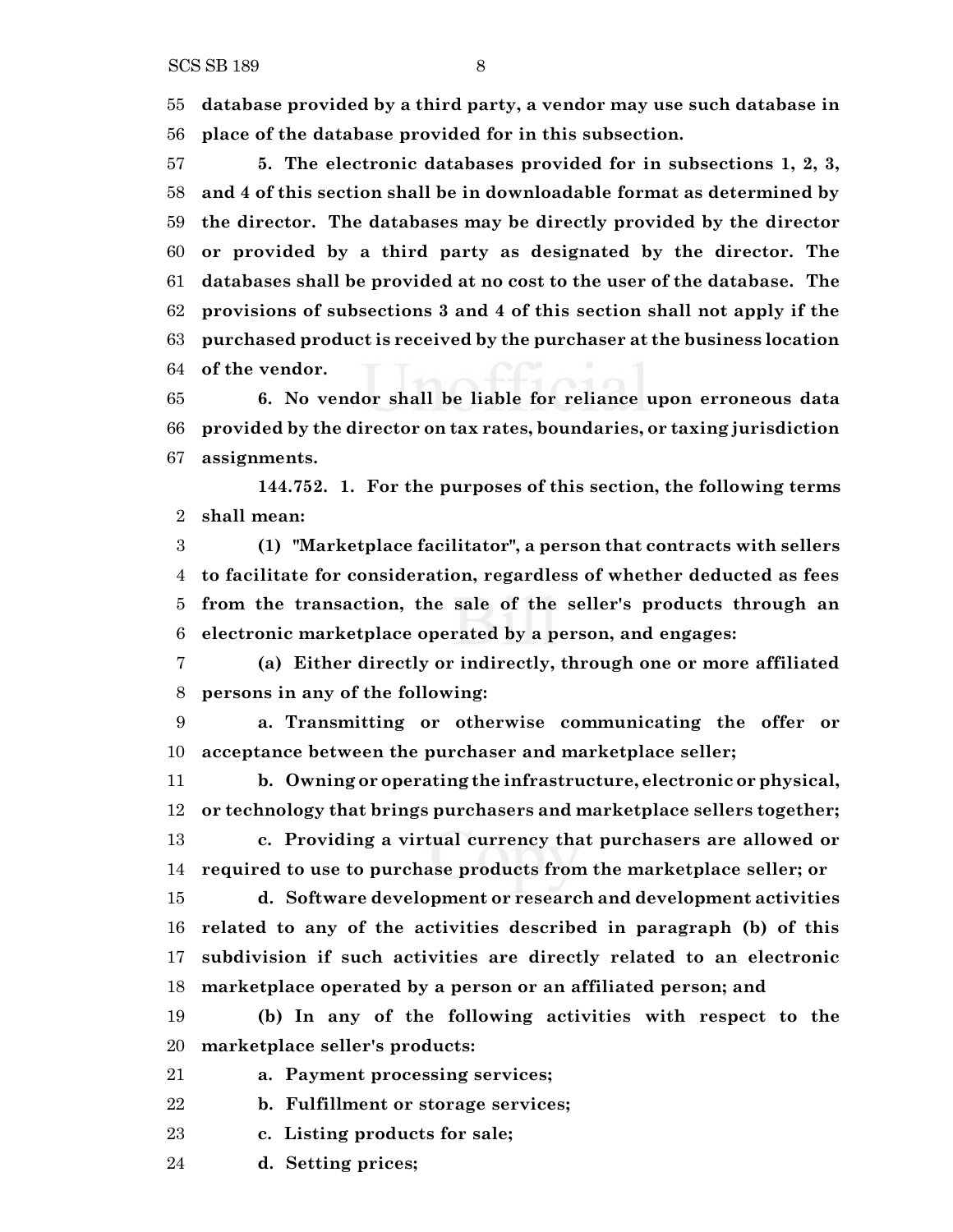**database provided by a third party, a vendor may use such database in place of the database provided for in this subsection.**

**5. The electronic databases provided for in subsections 1, 2, 3, and 4 of this section shall be in downloadable format as determined by the director. The databases may be directly provided by the director or provided by a third party as designated by the director. The databases shall be provided at no cost to the user of the database. The provisions of subsections 3 and 4 of this section shall not apply if the purchased product is received by the purchaser at the business location of the vendor.**

**6. No vendor shall be liable for reliance upon erroneous data provided by the director on tax rates, boundaries, or taxing jurisdiction assignments.**

**144.752. 1. For the purposes of this section, the following terms shall mean:**

**(1) "Marketplace facilitator", a person that contracts with sellers to facilitate for consideration, regardless of whether deducted as fees from the transaction, the sale of the seller's products through an electronic marketplace operated by a person, and engages:**

**(a) Either directly or indirectly, through one or more affiliated persons in any of the following:**

**a. Transmitting or otherwise communicating the offer or acceptance between the purchaser and marketplace seller;**

**b. Owning or operating the infrastructure, electronic or physical, or technology that brings purchasers and marketplace sellers together;**

**c. Providing a virtual currency that purchasers are allowed or required to use to purchase products from the marketplace seller; or**

**d. Software development or research and development activities related to any of the activities described in paragraph (b) of this subdivision if such activities are directly related to an electronic marketplace operated by a person or an affiliated person; and**

**(b) In any of the following activities with respect to the marketplace seller's products:**

**a. Payment processing services;**

**b. Fulfillment or storage services;**

**c. Listing products for sale;**

**d. Setting prices;**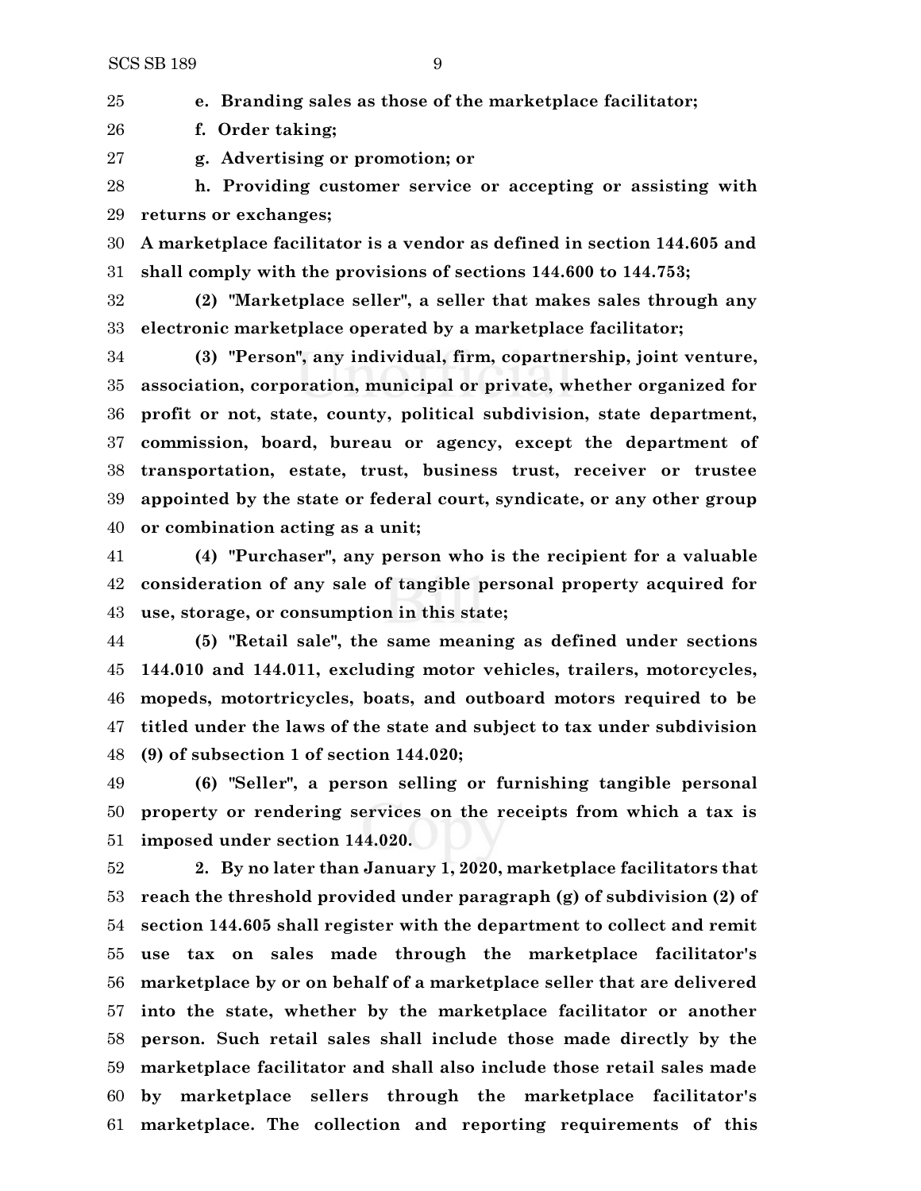**e. Branding sales as those of the marketplace facilitator;**

**f. Order taking;**

**g. Advertising or promotion; or**

**h. Providing customer service or accepting or assisting with returns or exchanges;**

**A marketplace facilitator is a vendor as defined in section 144.605 and shall comply with the provisions of sections 144.600 to 144.753;**

**(2) "Marketplace seller", a seller that makes sales through any electronic marketplace operated by a marketplace facilitator;**

**(3) "Person", any individual, firm, copartnership, joint venture, association, corporation, municipal or private, whether organized for profit or not, state, county, political subdivision, state department, commission, board, bureau or agency, except the department of transportation, estate, trust, business trust, receiver or trustee appointed by the state or federal court, syndicate, or any other group or combination acting as a unit;**

**(4) "Purchaser", any person who is the recipient for a valuable consideration of any sale of tangible personal property acquired for use, storage, or consumption in this state;**

**(5) "Retail sale", the same meaning as defined under sections 144.010 and 144.011, excluding motor vehicles, trailers, motorcycles, mopeds, motortricycles, boats, and outboard motors required to be titled under the laws of the state and subject to tax under subdivision (9) of subsection 1 of section 144.020;**

**(6) "Seller", a person selling or furnishing tangible personal property or rendering services on the receipts from which a tax is imposed under section 144.020.**

**2. By no later than January 1, 2020, marketplace facilitators that reach the threshold provided under paragraph (g) of subdivision (2) of section 144.605 shall register with the department to collect and remit use tax on sales made through the marketplace facilitator's marketplace by or on behalf of a marketplace seller that are delivered into the state, whether by the marketplace facilitator or another person. Such retail sales shall include those made directly by the marketplace facilitator and shall also include those retail sales made by marketplace sellers through the marketplace facilitator's marketplace. The collection and reporting requirements of this**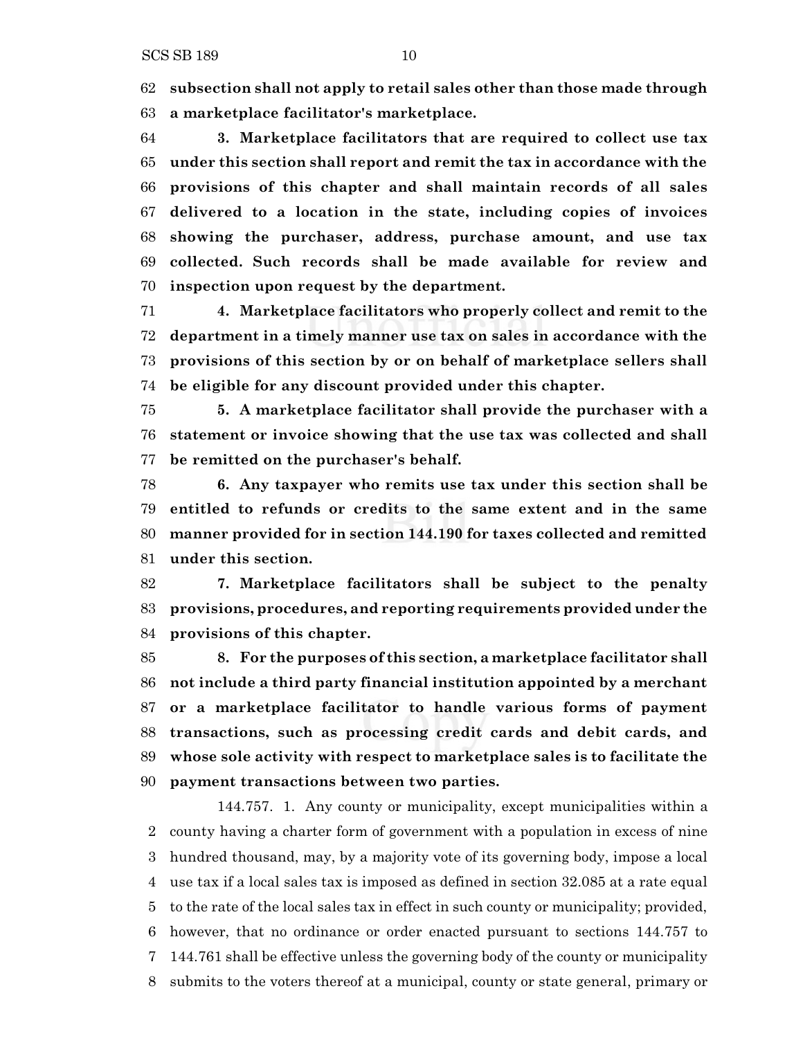**subsection shall not apply to retail sales other than those made through a marketplace facilitator's marketplace.**

**3. Marketplace facilitators that are required to collect use tax under this section shall report and remit the tax in accordance with the provisions of this chapter and shall maintain records of all sales delivered to a location in the state, including copies of invoices showing the purchaser, address, purchase amount, and use tax collected. Such records shall be made available for review and inspection upon request by the department.**

**4. Marketplace facilitators who properly collect and remit to the department in a timely manner use tax on sales in accordance with the provisions of this section by or on behalf of marketplace sellers shall be eligible for any discount provided under this chapter.**

**5. A marketplace facilitator shall provide the purchaser with a statement or invoice showing that the use tax was collected and shall be remitted on the purchaser's behalf.**

**6. Any taxpayer who remits use tax under this section shall be entitled to refunds or credits to the same extent and in the same manner provided for in section 144.190 for taxes collected and remitted under this section.**

**7. Marketplace facilitators shall be subject to the penalty provisions, procedures, and reporting requirements provided under the provisions of this chapter.**

**8. For the purposes of this section, a marketplace facilitator shall not include a third party financial institution appointed by a merchant or a marketplace facilitator to handle various forms of payment transactions, such as processing credit cards and debit cards, and whose sole activity with respect to marketplace sales is to facilitate the payment transactions between two parties.**

144.757. 1. Any county or municipality, except municipalities within a county having a charter form of government with a population in excess of nine hundred thousand, may, by a majority vote of its governing body, impose a local use tax if a local sales tax is imposed as defined in section 32.085 at a rate equal to the rate of the local sales tax in effect in such county or municipality; provided, however, that no ordinance or order enacted pursuant to sections 144.757 to 144.761 shall be effective unless the governing body of the county or municipality submits to the voters thereof at a municipal, county or state general, primary or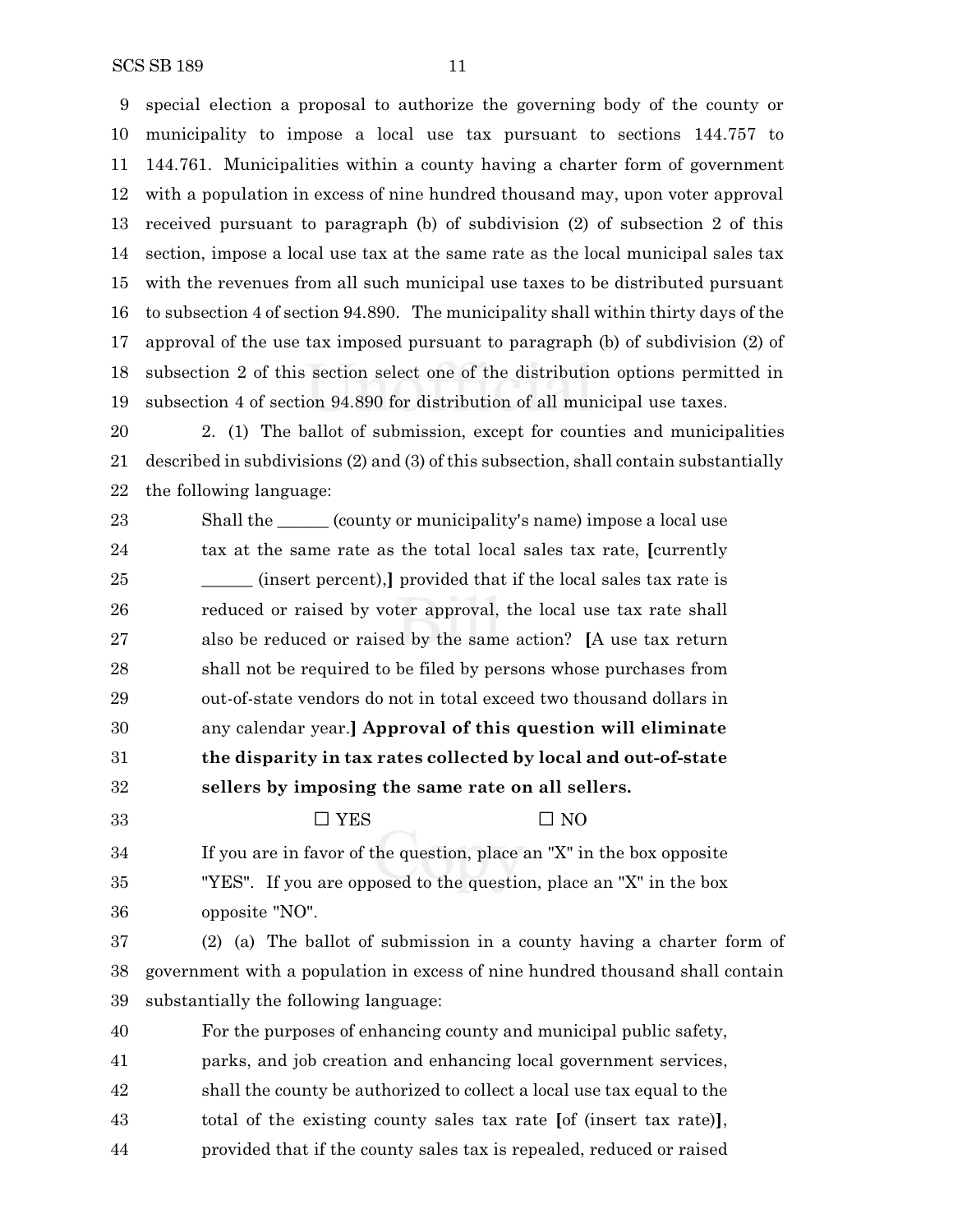special election a proposal to authorize the governing body of the county or municipality to impose a local use tax pursuant to sections 144.757 to 144.761. Municipalities within a county having a charter form of government with a population in excess of nine hundred thousand may, upon voter approval received pursuant to paragraph (b) of subdivision (2) of subsection 2 of this section, impose a local use tax at the same rate as the local municipal sales tax with the revenues from all such municipal use taxes to be distributed pursuant to subsection 4 of section 94.890. The municipality shall within thirty days of the approval of the use tax imposed pursuant to paragraph (b) of subdivision (2) of subsection 2 of this section select one of the distribution options permitted in subsection 4 of section 94.890 for distribution of all municipal use taxes.

2. (1) The ballot of submission, except for counties and municipalities described in subdivisions (2) and (3) of this subsection, shall contain substantially the following language:

> Shall the ______ (county or municipality's name) impose a local use tax at the same rate as the total local sales tax rate, **[**currently ______ (insert percent),**]** provided that if the local sales tax rate is reduced or raised by voter approval, the local use tax rate shall also be reduced or raised by the same action? **[**A use tax return shall not be required to be filed by persons whose purchases from out-of-state vendors do not in total exceed two thousand dollars in any calendar year.**] Approval of this question will eliminate the disparity in tax rates collected by local and out-of-state sellers by imposing the same rate on all sellers.**
>
> ☐ YES ☐ NO
>
> If you are in favor of the question, place an "X" in the box opposite "YES". If you are opposed to the question, place an "X" in the box opposite "NO".

(2) (a) The ballot of submission in a county having a charter form of government with a population in excess of nine hundred thousand shall contain substantially the following language:

> For the purposes of enhancing county and municipal public safety, parks, and job creation and enhancing local government services, shall the county be authorized to collect a local use tax equal to the total of the existing county sales tax rate **[**of (insert tax rate)**]**, provided that if the county sales tax is repealed, reduced or raised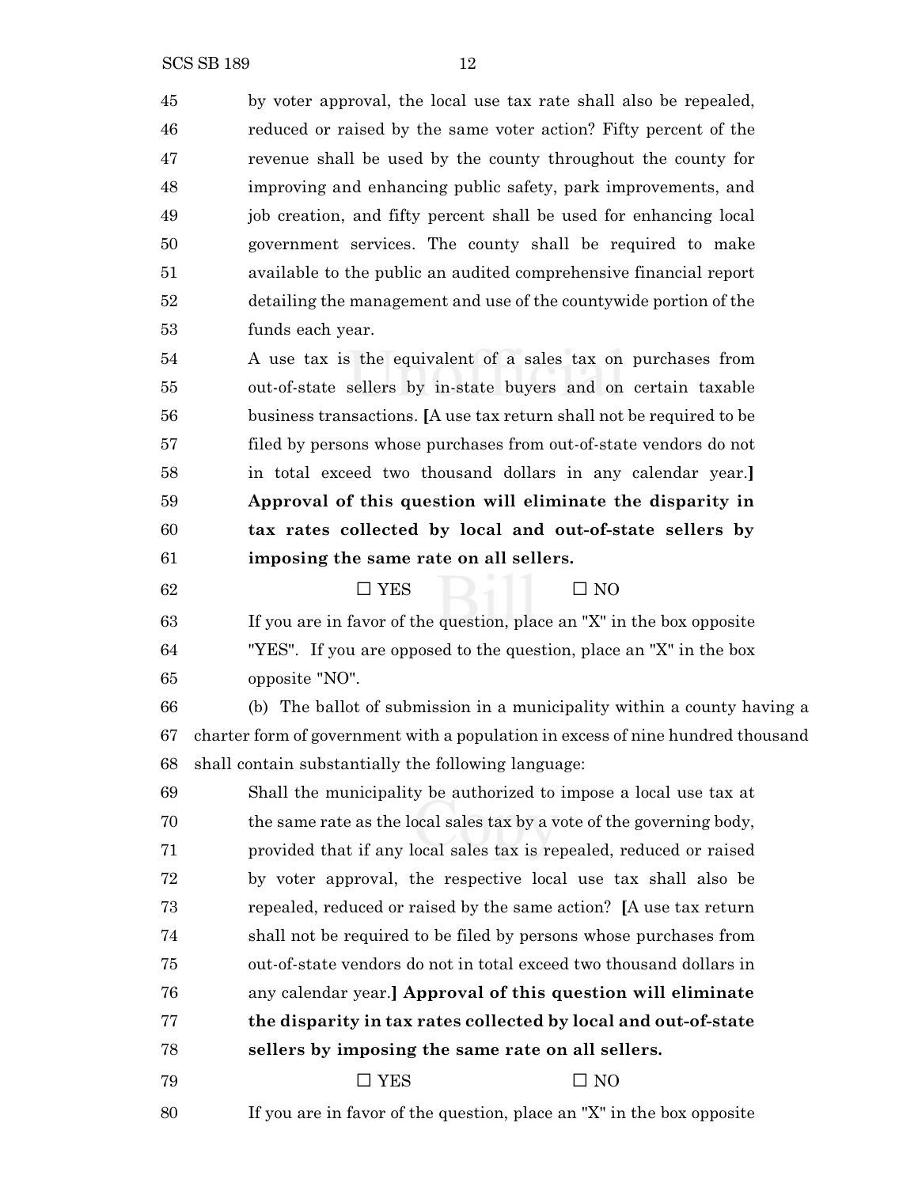by voter approval, the local use tax rate shall also be repealed, reduced or raised by the same voter action? Fifty percent of the revenue shall be used by the county throughout the county for improving and enhancing public safety, park improvements, and job creation, and fifty percent shall be used for enhancing local government services. The county shall be required to make available to the public an audited comprehensive financial report detailing the management and use of the countywide portion of the funds each year.

A use tax is the equivalent of a sales tax on purchases from out-of-state sellers by in-state buyers and on certain taxable business transactions. **[**A use tax return shall not be required to be filed by persons whose purchases from out-of-state vendors do not in total exceed two thousand dollars in any calendar year.**]** **Approval of this question will eliminate the disparity in tax rates collected by local and out-of-state sellers by imposing the same rate on all sellers.**

☐ YES ☐ NO

If you are in favor of the question, place an "X" in the box opposite "YES". If you are opposed to the question, place an "X" in the box opposite "NO".

(b) The ballot of submission in a municipality within a county having a charter form of government with a population in excess of nine hundred thousand shall contain substantially the following language:

Shall the municipality be authorized to impose a local use tax at the same rate as the local sales tax by a vote of the governing body, provided that if any local sales tax is repealed, reduced or raised by voter approval, the respective local use tax shall also be repealed, reduced or raised by the same action? **[**A use tax return shall not be required to be filed by persons whose purchases from out-of-state vendors do not in total exceed two thousand dollars in any calendar year.**]** **Approval of this question will eliminate the disparity in tax rates collected by local and out-of-state sellers by imposing the same rate on all sellers.**

☐ YES ☐ NO

If you are in favor of the question, place an "X" in the box opposite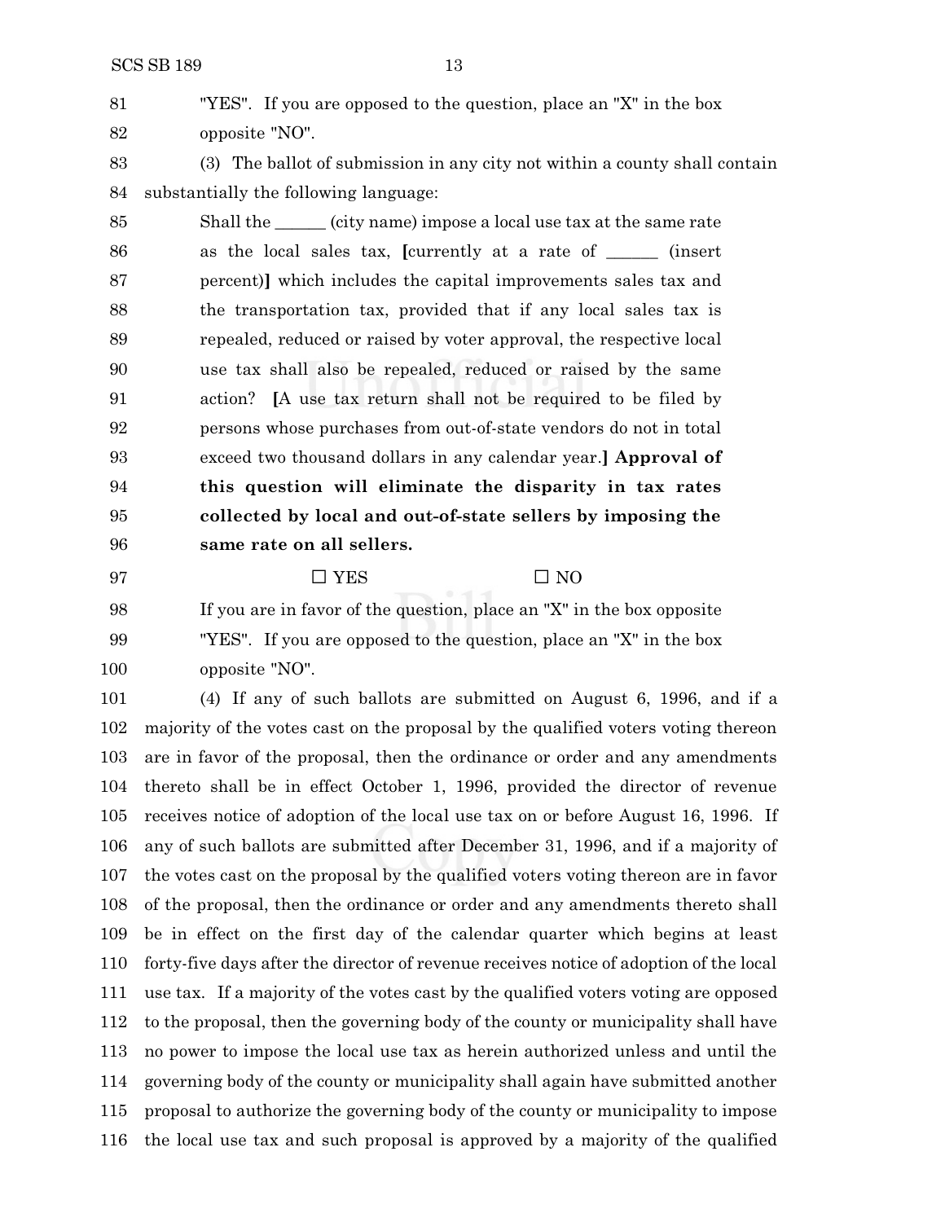"YES". If you are opposed to the question, place an "X" in the box opposite "NO".

(3) The ballot of submission in any city not within a county shall contain substantially the following language:

Shall the ______ (city name) impose a local use tax at the same rate as the local sales tax, [currently at a rate of ______ (insert percent)] which includes the capital improvements sales tax and the transportation tax, provided that if any local sales tax is repealed, reduced or raised by voter approval, the respective local use tax shall also be repealed, reduced or raised by the same action? [A use tax return shall not be required to be filed by persons whose purchases from out-of-state vendors do not in total exceed two thousand dollars in any calendar year.] **Approval of this question will eliminate the disparity in tax rates collected by local and out-of-state sellers by imposing the same rate on all sellers.**

☐ YES ☐ NO

If you are in favor of the question, place an "X" in the box opposite "YES". If you are opposed to the question, place an "X" in the box opposite "NO".

(4) If any of such ballots are submitted on August 6, 1996, and if a majority of the votes cast on the proposal by the qualified voters voting thereon are in favor of the proposal, then the ordinance or order and any amendments thereto shall be in effect October 1, 1996, provided the director of revenue receives notice of adoption of the local use tax on or before August 16, 1996. If any of such ballots are submitted after December 31, 1996, and if a majority of the votes cast on the proposal by the qualified voters voting thereon are in favor of the proposal, then the ordinance or order and any amendments thereto shall be in effect on the first day of the calendar quarter which begins at least forty-five days after the director of revenue receives notice of adoption of the local use tax. If a majority of the votes cast by the qualified voters voting are opposed to the proposal, then the governing body of the county or municipality shall have no power to impose the local use tax as herein authorized unless and until the governing body of the county or municipality shall again have submitted another proposal to authorize the governing body of the county or municipality to impose the local use tax and such proposal is approved by a majority of the qualified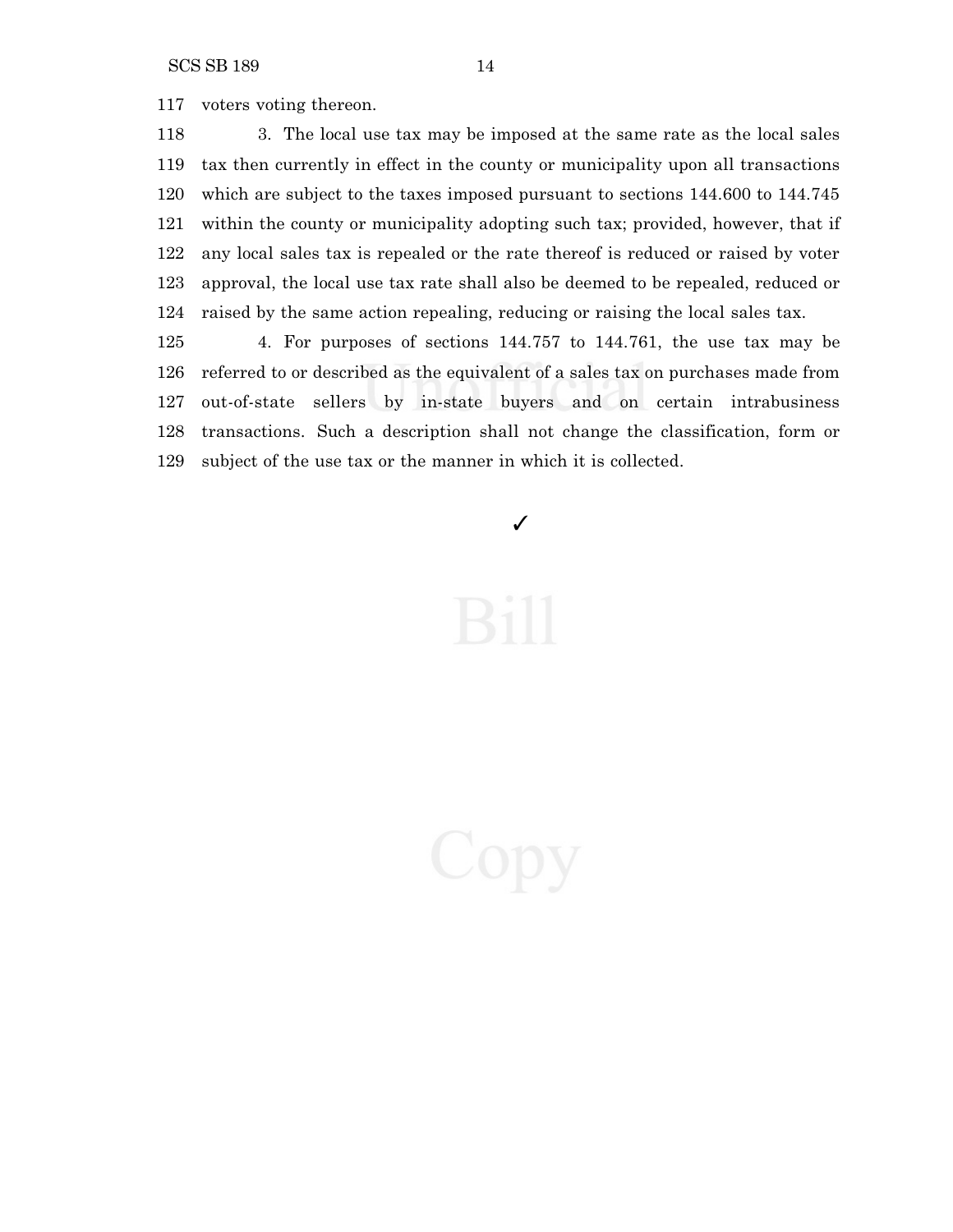voters voting thereon.

3. The local use tax may be imposed at the same rate as the local sales tax then currently in effect in the county or municipality upon all transactions which are subject to the taxes imposed pursuant to sections 144.600 to 144.745 within the county or municipality adopting such tax; provided, however, that if any local sales tax is repealed or the rate thereof is reduced or raised by voter approval, the local use tax rate shall also be deemed to be repealed, reduced or raised by the same action repealing, reducing or raising the local sales tax.

4. For purposes of sections 144.757 to 144.761, the use tax may be referred to or described as the equivalent of a sales tax on purchases made from out-of-state sellers by in-state buyers and on certain intrabusiness transactions. Such a description shall not change the classification, form or subject of the use tax or the manner in which it is collected.

✓